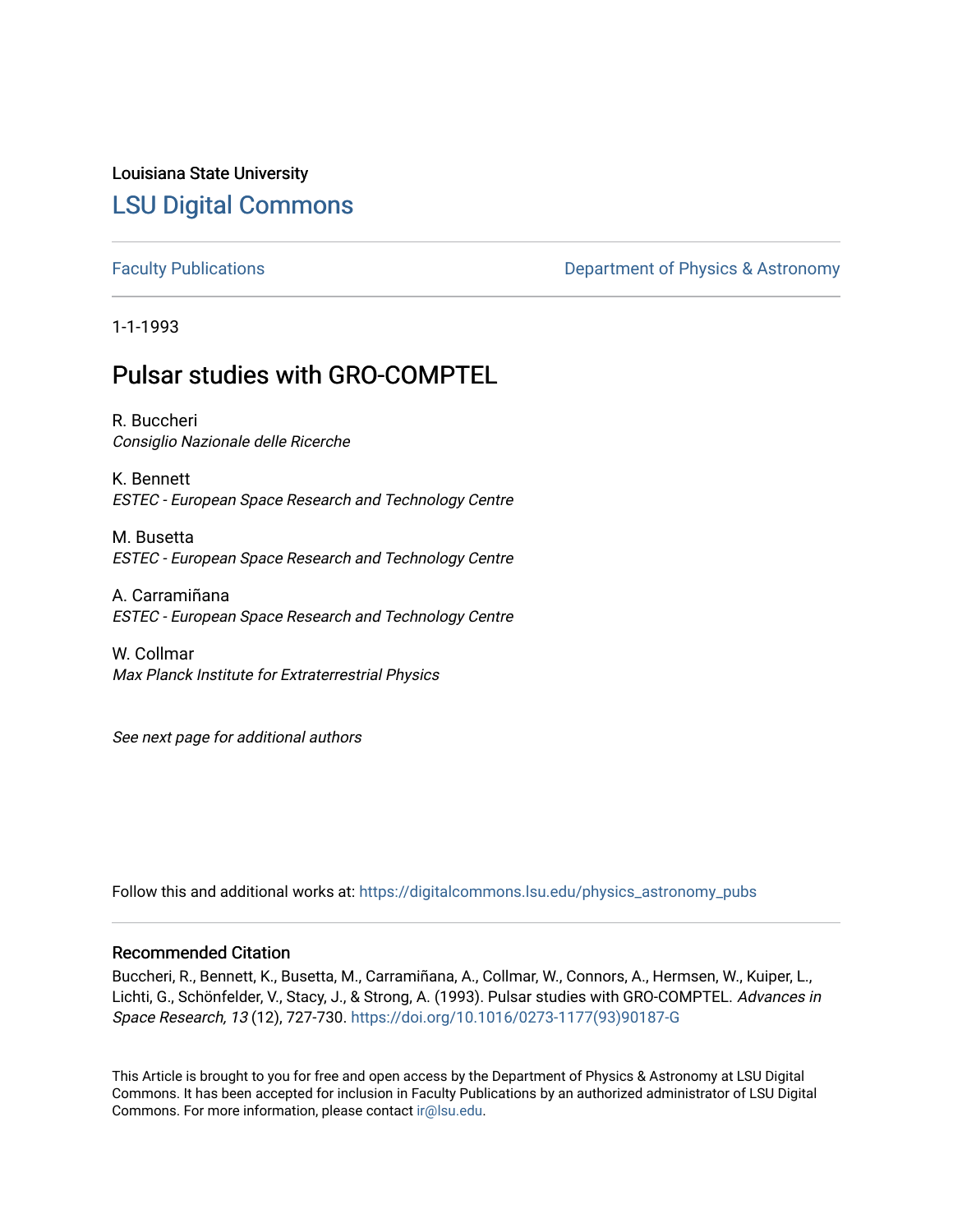Louisiana State University

# LSU Digital Commons

Faculty Publications

Department of Physics & Astronomy

1-1-1993

## Pulsar studies with GRO-COMPTEL

R. Buccheri
*Consiglio Nazionale delle Ricerche*

K. Bennett
*ESTEC - European Space Research and Technology Centre*

M. Busetta
*ESTEC - European Space Research and Technology Centre*

A. Carramiñana
*ESTEC - European Space Research and Technology Centre*

W. Collmar
*Max Planck Institute for Extraterrestrial Physics*

*See next page for additional authors*

Follow this and additional works at: https://digitalcommons.lsu.edu/physics_astronomy_pubs

### Recommended Citation

Buccheri, R., Bennett, K., Busetta, M., Carramiñana, A., Collmar, W., Connors, A., Hermsen, W., Kuiper, L., Lichti, G., Schönfelder, V., Stacy, J., & Strong, A. (1993). Pulsar studies with GRO-COMPTEL. *Advances in Space Research, 13* (12), 727-730. https://doi.org/10.1016/0273-1177(93)90187-G

This Article is brought to you for free and open access by the Department of Physics & Astronomy at LSU Digital Commons. It has been accepted for inclusion in Faculty Publications by an authorized administrator of LSU Digital Commons. For more information, please contact ir@lsu.edu.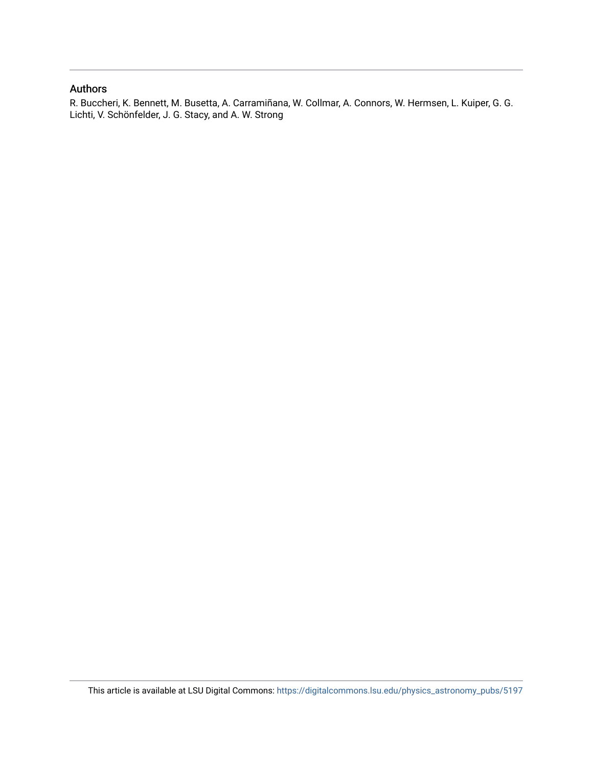## Authors

R. Buccheri, K. Bennett, M. Busetta, A. Carramiñana, W. Collmar, A. Connors, W. Hermsen, L. Kuiper, G. G. Lichti, V. Schönfelder, J. G. Stacy, and A. W. Strong

This article is available at LSU Digital Commons: https://digitalcommons.lsu.edu/physics_astronomy_pubs/5197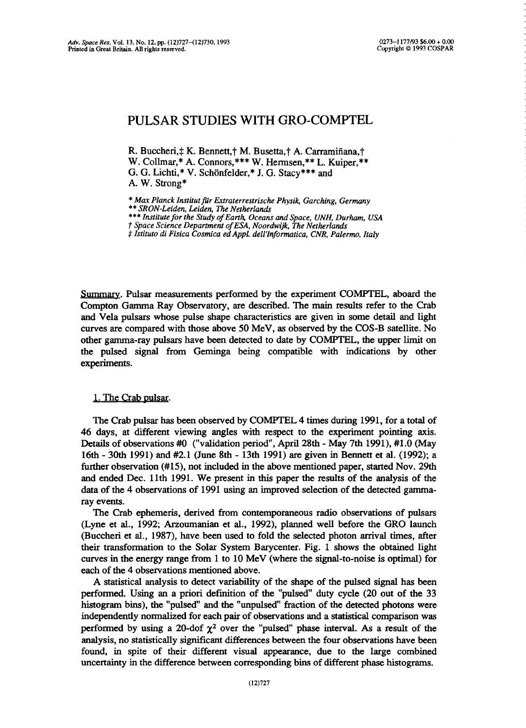# PULSAR STUDIES WITH GRO-COMPTEL

R. Buccheri,‡ K. Bennett,† M. Busetta,† A. Carramiñana,† W. Collmar,* A. Connors,*** W. Hermsen,** L. Kuiper,** G. G. Lichti,* V. Schönfelder,* J. G. Stacy*** and A. W. Strong*

\* *Max Planck Institut für Extraterrestrische Physik, Garching, Germany*
\*\* *SRON-Leiden, Leiden, The Netherlands*
\*\*\* *Institute for the Study of Earth, Oceans and Space, UNH, Durham, USA*
† *Space Science Department of ESA, Noordwijk, The Netherlands*
‡ *Istituto di Fisica Cosmica ed Appl. dell'Informatica, CNR, Palermo, Italy*

Summary. Pulsar measurements performed by the experiment COMPTEL, aboard the Compton Gamma Ray Observatory, are described. The main results refer to the Crab and Vela pulsars whose pulse shape characteristics are given in some detail and light curves are compared with those above 50 MeV, as observed by the COS-B satellite. No other gamma-ray pulsars have been detected to date by COMPTEL, the upper limit on the pulsed signal from Geminga being compatible with indications by other experiments.

## 1. The Crab pulsar.

The Crab pulsar has been observed by COMPTEL 4 times during 1991, for a total of 46 days, at different viewing angles with respect to the experiment pointing axis. Details of observations #0 ("validation period", April 28th - May 7th 1991), #1.0 (May 16th - 30th 1991) and #2.1 (June 8th - 13th 1991) are given in Bennett et al. (1992); a further observation (#15), not included in the above mentioned paper, started Nov. 29th and ended Dec. 11th 1991. We present in this paper the results of the analysis of the data of the 4 observations of 1991 using an improved selection of the detected gamma-ray events.

The Crab ephemeris, derived from contemporaneous radio observations of pulsars (Lyne et al., 1992; Arzoumanian et al., 1992), planned well before the GRO launch (Buccheri et al., 1987), have been used to fold the selected photon arrival times, after their transformation to the Solar System Barycenter. Fig. 1 shows the obtained light curves in the energy range from 1 to 10 MeV (where the signal-to-noise is optimal) for each of the 4 observations mentioned above.

A statistical analysis to detect variability of the shape of the pulsed signal has been performed. Using an a priori definition of the "pulsed" duty cycle (20 out of the 33 histogram bins), the "pulsed" and the "unpulsed" fraction of the detected photons were independently normalized for each pair of observations and a statistical comparison was performed by using a 20-dof $\chi^2$ over the "pulsed" phase interval. As a result of the analysis, no statistically significant differences between the four observations have been found, in spite of their different visual appearance, due to the large combined uncertainty in the difference between corresponding bins of different phase histograms.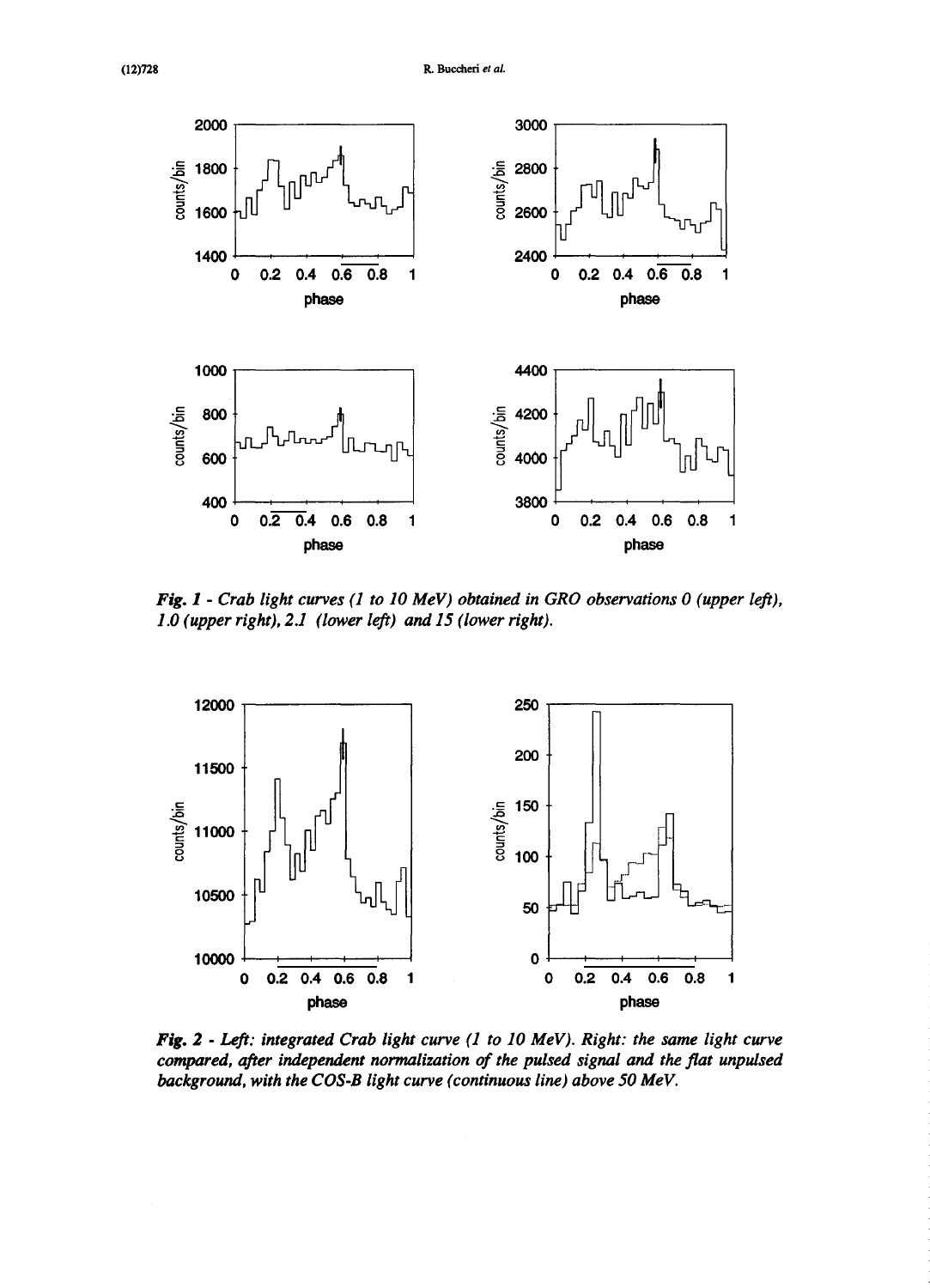***Fig. 1** - Crab light curves (1 to 10 MeV) obtained in GRO observations 0 (upper left), 1.0 (upper right), 2.1 (lower left) and 15 (lower right).*

***Fig. 2** - Left: integrated Crab light curve (1 to 10 MeV). Right: the same light curve compared, after independent normalization of the pulsed signal and the flat unpulsed background, with the COS-B light curve (continuous line) above 50 MeV.*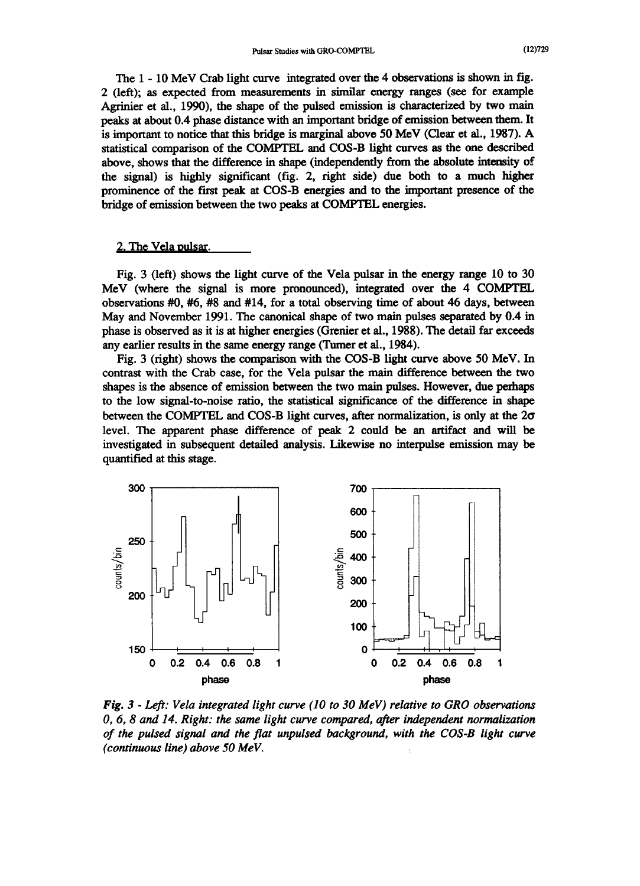The 1 - 10 MeV Crab light curve integrated over the 4 observations is shown in fig. 2 (left); as expected from measurements in similar energy ranges (see for example Agrinier et al., 1990), the shape of the pulsed emission is characterized by two main peaks at about 0.4 phase distance with an important bridge of emission between them. It is important to notice that this bridge is marginal above 50 MeV (Clear et al., 1987). A statistical comparison of the COMPTEL and COS-B light curves as the one described above, shows that the difference in shape (independently from the absolute intensity of the signal) is highly significant (fig. 2, right side) due both to a much higher prominence of the first peak at COS-B energies and to the important presence of the bridge of emission between the two peaks at COMPTEL energies.

## 2. The Vela pulsar.

Fig. 3 (left) shows the light curve of the Vela pulsar in the energy range 10 to 30 MeV (where the signal is more pronounced), integrated over the 4 COMPTEL observations #0, #6, #8 and #14, for a total observing time of about 46 days, between May and November 1991. The canonical shape of two main pulses separated by 0.4 in phase is observed as it is at higher energies (Grenier et al., 1988). The detail far exceeds any earlier results in the same energy range (Turner et al., 1984).

Fig. 3 (right) shows the comparison with the COS-B light curve above 50 MeV. In contrast with the Crab case, for the Vela pulsar the main difference between the two shapes is the absence of emission between the two main pulses. However, due perhaps to the low signal-to-noise ratio, the statistical significance of the difference in shape between the COMPTEL and COS-B light curves, after normalization, is only at the $2\sigma$ level. The apparent phase difference of peak 2 could be an artifact and will be investigated in subsequent detailed analysis. Likewise no interpulse emission may be quantified at this stage.

*Fig. 3 - Left: Vela integrated light curve (10 to 30 MeV) relative to GRO observations 0, 6, 8 and 14. Right: the same light curve compared, after independent normalization of the pulsed signal and the flat unpulsed background, with the COS-B light curve (continuous line) above 50 MeV.*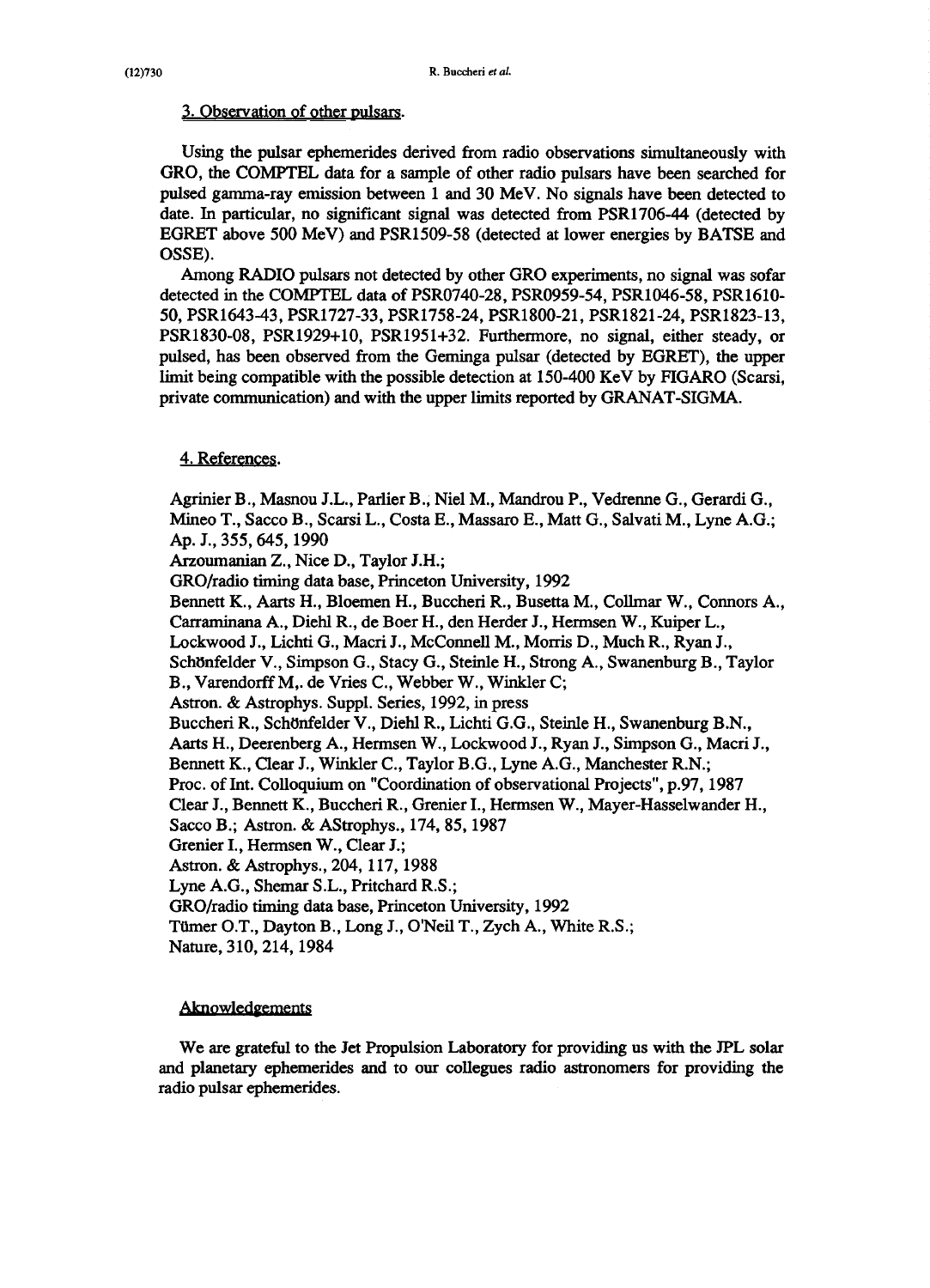## 3. Observation of other pulsars.

Using the pulsar ephemerides derived from radio observations simultaneously with GRO, the COMPTEL data for a sample of other radio pulsars have been searched for pulsed gamma-ray emission between 1 and 30 MeV. No signals have been detected to date. In particular, no significant signal was detected from PSR1706-44 (detected by EGRET above 500 MeV) and PSR1509-58 (detected at lower energies by BATSE and OSSE).

Among RADIO pulsars not detected by other GRO experiments, no signal was sofar detected in the COMPTEL data of PSR0740-28, PSR0959-54, PSR1046-58, PSR1610-50, PSR1643-43, PSR1727-33, PSR1758-24, PSR1800-21, PSR1821-24, PSR1823-13, PSR1830-08, PSR1929+10, PSR1951+32. Furthermore, no signal, either steady, or pulsed, has been observed from the Geminga pulsar (detected by EGRET), the upper limit being compatible with the possible detection at 150-400 KeV by FIGARO (Scarsi, private communication) and with the upper limits reported by GRANAT-SIGMA.

## 4. References.

Agrinier B., Masnou J.L., Parlier B., Niel M., Mandrou P., Vedrenne G., Gerardi G., Mineo T., Sacco B., Scarsi L., Costa E., Massaro E., Matt G., Salvati M., Lyne A.G.; Ap. J., 355, 645, 1990

Arzoumanian Z., Nice D., Taylor J.H.;
GRO/radio timing data base, Princeton University, 1992

Bennett K., Aarts H., Bloemen H., Buccheri R., Busetta M., Collmar W., Connors A., Carraminana A., Diehl R., de Boer H., den Herder J., Hermsen W., Kuiper L., Lockwood J., Lichti G., Macri J., McConnell M., Morris D., Much R., Ryan J., Schönfelder V., Simpson G., Stacy G., Steinle H., Strong A., Swanenburg B., Taylor B., Varendorff M,. de Vries C., Webber W., Winkler C;
Astron. & Astrophys. Suppl. Series, 1992, in press

Buccheri R., Schönfelder V., Diehl R., Lichti G.G., Steinle H., Swanenburg B.N., Aarts H., Deerenberg A., Hermsen W., Lockwood J., Ryan J., Simpson G., Macri J., Bennett K., Clear J., Winkler C., Taylor B.G., Lyne A.G., Manchester R.N.;
Proc. of Int. Colloquium on "Coordination of observational Projects", p.97, 1987

Clear J., Bennett K., Buccheri R., Grenier I., Hermsen W., Mayer-Hasselwander H., Sacco B.; Astron. & AStrophys., 174, 85, 1987

Grenier I., Hermsen W., Clear J.;
Astron. & Astrophys., 204, 117, 1988

Lyne A.G., Shemar S.L., Pritchard R.S.;
GRO/radio timing data base, Princeton University, 1992

Tümer O.T., Dayton B., Long J., O'Neil T., Zych A., White R.S.;
Nature, 310, 214, 1984

## Aknowledgements

We are grateful to the Jet Propulsion Laboratory for providing us with the JPL solar and planetary ephemerides and to our collegues radio astronomers for providing the radio pulsar ephemerides.